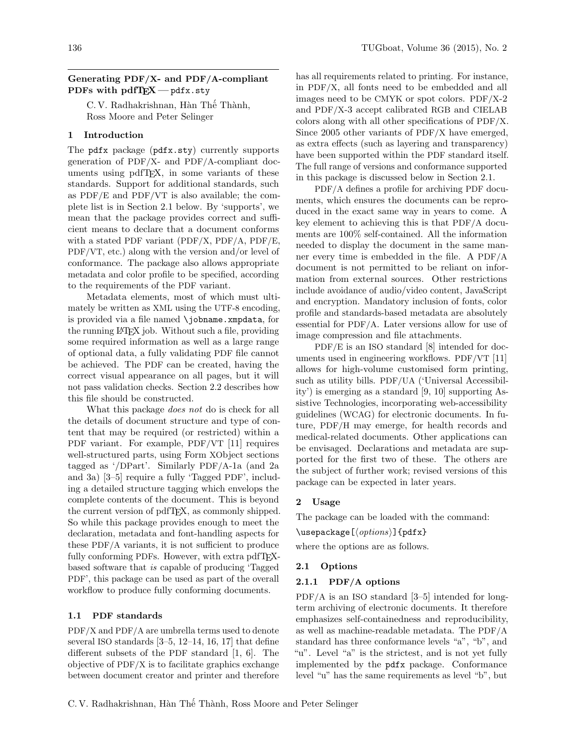## Generating PDF/X- and PDF/A-compliant PDFs with pdfTEX — pdfx.sty

C. V. Radhakrishnan, Hàn Thế Thành, Ross Moore and Peter Selinger

### 1 Introduction

The pdfx package (pdfx.sty) currently supports generation of PDF/X- and PDF/A-compliant documents using pdfTEX, in some variants of these standards. Support for additional standards, such as PDF/E and PDF/VT is also available; the complete list is in Section 2.1 below. By 'supports', we mean that the package provides correct and sufficient means to declare that a document conforms with a stated PDF variant (PDF/X, PDF/A, PDF/E, PDF/VT, etc.) along with the version and/or level of conformance. The package also allows appropriate metadata and color profile to be specified, according to the requirements of the PDF variant.

Metadata elements, most of which must ultimately be written as XML using the UTF-8 encoding, is provided via a file named `\jobname.xmpdata`, for the running LATEX job. Without such a file, providing some required information as well as a large range of optional data, a fully validating PDF file cannot be achieved. The PDF can be created, having the correct visual appearance on all pages, but it will not pass validation checks. Section 2.2 describes how this file should be constructed.

What this package *does not* do is check for all the details of document structure and type of content that may be required (or restricted) within a PDF variant. For example, PDF/VT [11] requires well-structured parts, using Form XObject sections tagged as '/DPart'. Similarly PDF/A-1a (and 2a and 3a) [3–5] require a fully 'Tagged PDF', including a detailed structure tagging which envelops the complete contents of the document. This is beyond the current version of pdfTEX, as commonly shipped. So while this package provides enough to meet the declaration, metadata and font-handling aspects for these PDF/A variants, it is not sufficient to produce fully conforming PDFs. However, with extra pdfTEX-based software that *is* capable of producing 'Tagged PDF', this package can be used as part of the overall workflow to produce fully conforming documents.

#### 1.1 PDF standards

PDF/X and PDF/A are umbrella terms used to denote several ISO standards [3–5, 12–14, 16, 17] that define different subsets of the PDF standard [1, 6]. The objective of PDF/X is to facilitate graphics exchange between document creator and printer and therefore has all requirements related to printing. For instance, in PDF/X, all fonts need to be embedded and all images need to be CMYK or spot colors. PDF/X-2 and PDF/X-3 accept calibrated RGB and CIELAB colors along with all other specifications of PDF/X. Since 2005 other variants of PDF/X have emerged, as extra effects (such as layering and transparency) have been supported within the PDF standard itself. The full range of versions and conformance supported in this package is discussed below in Section 2.1.

PDF/A defines a profile for archiving PDF documents, which ensures the documents can be reproduced in the exact same way in years to come. A key element to achieving this is that PDF/A documents are 100% self-contained. All the information needed to display the document in the same manner every time is embedded in the file. A PDF/A document is not permitted to be reliant on information from external sources. Other restrictions include avoidance of audio/video content, JavaScript and encryption. Mandatory inclusion of fonts, color profile and standards-based metadata are absolutely essential for PDF/A. Later versions allow for use of image compression and file attachments.

PDF/E is an ISO standard [8] intended for documents used in engineering workflows. PDF/VT [11] allows for high-volume customised form printing, such as utility bills. PDF/UA ('Universal Accessibility') is emerging as a standard [9, 10] supporting Assistive Technologies, incorporating web-accessibility guidelines (WCAG) for electronic documents. In future, PDF/H may emerge, for health records and medical-related documents. Other applications can be envisaged. Declarations and metadata are supported for the first two of these. The others are the subject of further work; revised versions of this package can be expected in later years.

### 2 Usage

The package can be loaded with the command:

`\usepackage[⟨options⟩]{pdfx}`

where the options are as follows.

#### 2.1 Options

##### 2.1.1 PDF/A options

PDF/A is an ISO standard [3–5] intended for long-term archiving of electronic documents. It therefore emphasizes self-containedness and reproducibility, as well as machine-readable metadata. The PDF/A standard has three conformance levels "a", "b", and "u". Level "a" is the strictest, and is not yet fully implemented by the pdfx package. Conformance level "u" has the same requirements as level "b", but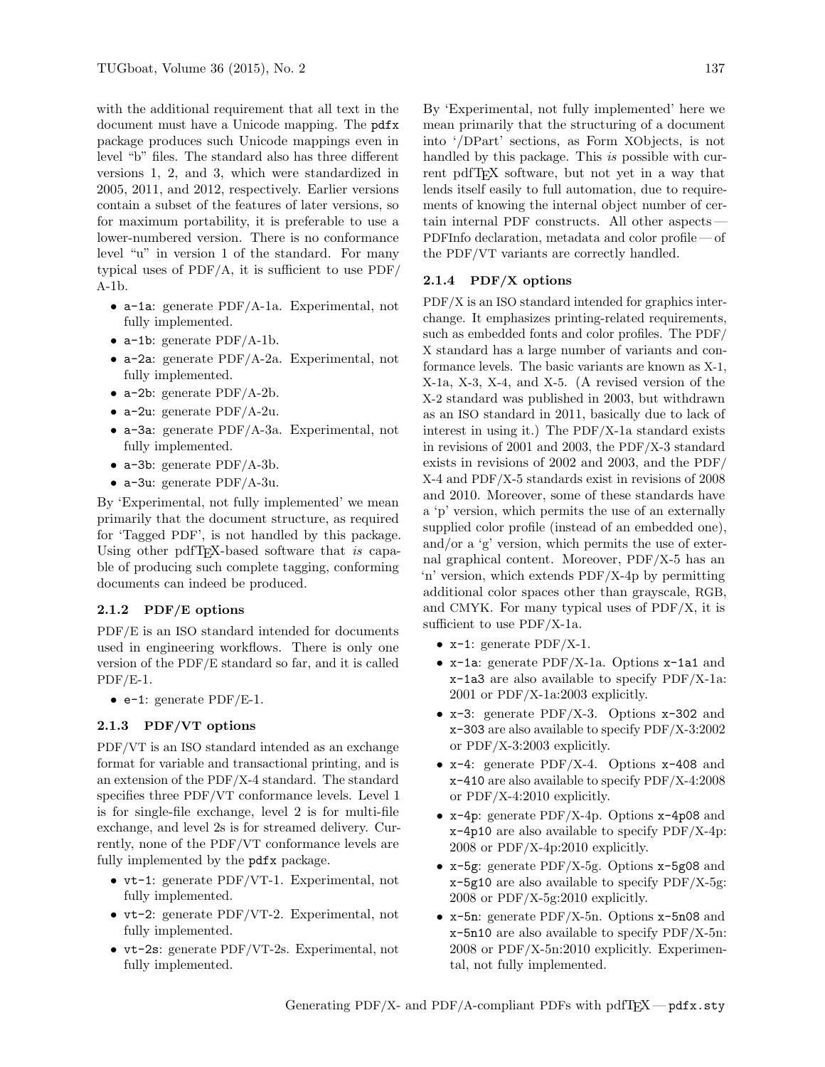with the additional requirement that all text in the document must have a Unicode mapping. The `pdfx` package produces such Unicode mappings even in level "b" files. The standard also has three different versions 1, 2, and 3, which were standardized in 2005, 2011, and 2012, respectively. Earlier versions contain a subset of the features of later versions, so for maximum portability, it is preferable to use a lower-numbered version. There is no conformance level "u" in version 1 of the standard. For many typical uses of PDF/A, it is sufficient to use PDF/A-1b.

- `a-1a`: generate PDF/A-1a. Experimental, not fully implemented.
- `a-1b`: generate PDF/A-1b.
- `a-2a`: generate PDF/A-2a. Experimental, not fully implemented.
- `a-2b`: generate PDF/A-2b.
- `a-2u`: generate PDF/A-2u.
- `a-3a`: generate PDF/A-3a. Experimental, not fully implemented.
- `a-3b`: generate PDF/A-3b.
- `a-3u`: generate PDF/A-3u.

By 'Experimental, not fully implemented' we mean primarily that the document structure, as required for 'Tagged PDF', is not handled by this package. Using other pdfTeX-based software that *is* capable of producing such complete tagging, conforming documents can indeed be produced.

### 2.1.2 PDF/E options

PDF/E is an ISO standard intended for documents used in engineering workflows. There is only one version of the PDF/E standard so far, and it is called PDF/E-1.

- `e-1`: generate PDF/E-1.

### 2.1.3 PDF/VT options

PDF/VT is an ISO standard intended as an exchange format for variable and transactional printing, and is an extension of the PDF/X-4 standard. The standard specifies three PDF/VT conformance levels. Level 1 is for single-file exchange, level 2 is for multi-file exchange, and level 2s is for streamed delivery. Currently, none of the PDF/VT conformance levels are fully implemented by the `pdfx` package.

- `vt-1`: generate PDF/VT-1. Experimental, not fully implemented.
- `vt-2`: generate PDF/VT-2. Experimental, not fully implemented.
- `vt-2s`: generate PDF/VT-2s. Experimental, not fully implemented.

By 'Experimental, not fully implemented' here we mean primarily that the structuring of a document into '/DPart' sections, as Form XObjects, is not handled by this package. This *is* possible with current pdfTeX software, but not yet in a way that lends itself easily to full automation, due to requirements of knowing the internal object number of certain internal PDF constructs. All other aspects — PDFInfo declaration, metadata and color profile — of the PDF/VT variants are correctly handled.

### 2.1.4 PDF/X options

PDF/X is an ISO standard intended for graphics interchange. It emphasizes printing-related requirements, such as embedded fonts and color profiles. The PDF/X standard has a large number of variants and conformance levels. The basic variants are known as X-1, X-1a, X-3, X-4, and X-5. (A revised version of the X-2 standard was published in 2003, but withdrawn as an ISO standard in 2011, basically due to lack of interest in using it.) The PDF/X-1a standard exists in revisions of 2001 and 2003, the PDF/X-3 standard exists in revisions of 2002 and 2003, and the PDF/X-4 and PDF/X-5 standards exist in revisions of 2008 and 2010. Moreover, some of these standards have a 'p' version, which permits the use of an externally supplied color profile (instead of an embedded one), and/or a 'g' version, which permits the use of external graphical content. Moreover, PDF/X-5 has an 'n' version, which extends PDF/X-4p by permitting additional color spaces other than grayscale, RGB, and CMYK. For many typical uses of PDF/X, it is sufficient to use PDF/X-1a.

- `x-1`: generate PDF/X-1.
- `x-1a`: generate PDF/X-1a. Options `x-1a1` and `x-1a3` are also available to specify PDF/X-1a:2001 or PDF/X-1a:2003 explicitly.
- `x-3`: generate PDF/X-3. Options `x-302` and `x-303` are also available to specify PDF/X-3:2002 or PDF/X-3:2003 explicitly.
- `x-4`: generate PDF/X-4. Options `x-408` and `x-410` are also available to specify PDF/X-4:2008 or PDF/X-4:2010 explicitly.
- `x-4p`: generate PDF/X-4p. Options `x-4p08` and `x-4p10` are also available to specify PDF/X-4p:2008 or PDF/X-4p:2010 explicitly.
- `x-5g`: generate PDF/X-5g. Options `x-5g08` and `x-5g10` are also available to specify PDF/X-5g:2008 or PDF/X-5g:2010 explicitly.
- `x-5n`: generate PDF/X-5n. Options `x-5n08` and `x-5n10` are also available to specify PDF/X-5n:2008 or PDF/X-5n:2010 explicitly. Experimental, not fully implemented.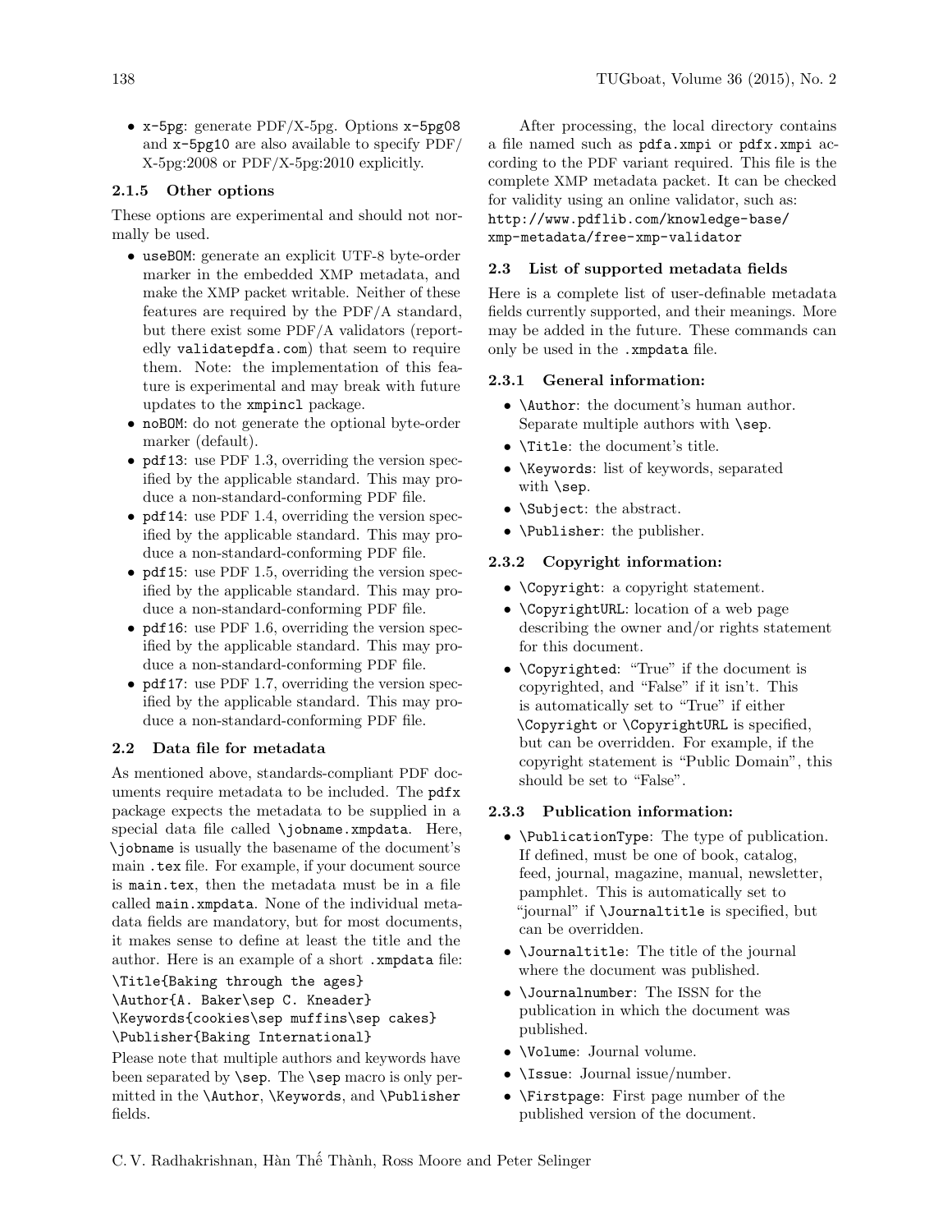- `x-5pg`: generate PDF/X-5pg. Options `x-5pg08` and `x-5pg10` are also available to specify PDF/X-5pg:2008 or PDF/X-5pg:2010 explicitly.

#### 2.1.5 Other options

These options are experimental and should not normally be used.

- `useBOM`: generate an explicit UTF-8 byte-order marker in the embedded XMP metadata, and make the XMP packet writable. Neither of these features are required by the PDF/A standard, but there exist some PDF/A validators (reportedly `validatepdfa.com`) that seem to require them. Note: the implementation of this feature is experimental and may break with future updates to the `xmpincl` package.
- `noBOM`: do not generate the optional byte-order marker (default).
- `pdf13`: use PDF 1.3, overriding the version specified by the applicable standard. This may produce a non-standard-conforming PDF file.
- `pdf14`: use PDF 1.4, overriding the version specified by the applicable standard. This may produce a non-standard-conforming PDF file.
- `pdf15`: use PDF 1.5, overriding the version specified by the applicable standard. This may produce a non-standard-conforming PDF file.
- `pdf16`: use PDF 1.6, overriding the version specified by the applicable standard. This may produce a non-standard-conforming PDF file.
- `pdf17`: use PDF 1.7, overriding the version specified by the applicable standard. This may produce a non-standard-conforming PDF file.

### 2.2 Data file for metadata

As mentioned above, standards-compliant PDF documents require metadata to be included. The `pdfx` package expects the metadata to be supplied in a special data file called `\jobname.xmpdata`. Here, `\jobname` is usually the basename of the document's main `.tex` file. For example, if your document source is `main.tex`, then the metadata must be in a file called `main.xmpdata`. None of the individual metadata fields are mandatory, but for most documents, it makes sense to define at least the title and the author. Here is an example of a short `.xmpdata` file:

```
\Title{Baking through the ages}
\Author{A. Baker\sep C. Kneader}
\Keywords{cookies\sep muffins\sep cakes}
\Publisher{Baking International}
```

Please note that multiple authors and keywords have been separated by `\sep`. The `\sep` macro is only permitted in the `\Author`, `\Keywords`, and `\Publisher` fields.

After processing, the local directory contains a file named such as `pdfa.xmpi` or `pdfx.xmpi` according to the PDF variant required. This file is the complete XMP metadata packet. It can be checked for validity using an online validator, such as: `http://www.pdflib.com/knowledge-base/xmp-metadata/free-xmp-validator`

### 2.3 List of supported metadata fields

Here is a complete list of user-definable metadata fields currently supported, and their meanings. More may be added in the future. These commands can only be used in the `.xmpdata` file.

#### 2.3.1 General information:

- `\Author`: the document's human author. Separate multiple authors with `\sep`.
- `\Title`: the document's title.
- `\Keywords`: list of keywords, separated with `\sep`.
- `\Subject`: the abstract.
- `\Publisher`: the publisher.

#### 2.3.2 Copyright information:

- `\Copyright`: a copyright statement.
- `\CopyrightURL`: location of a web page describing the owner and/or rights statement for this document.
- `\Copyrighted`: "True" if the document is copyrighted, and "False" if it isn't. This is automatically set to "True" if either `\Copyright` or `\CopyrightURL` is specified, but can be overridden. For example, if the copyright statement is "Public Domain", this should be set to "False".

#### 2.3.3 Publication information:

- `\PublicationType`: The type of publication. If defined, must be one of book, catalog, feed, journal, magazine, manual, newsletter, pamphlet. This is automatically set to "journal" if `\Journaltitle` is specified, but can be overridden.
- `\Journaltitle`: The title of the journal where the document was published.
- `\Journalnumber`: The ISSN for the publication in which the document was published.
- `\Volume`: Journal volume.
- `\Issue`: Journal issue/number.
- `\Firstpage`: First page number of the published version of the document.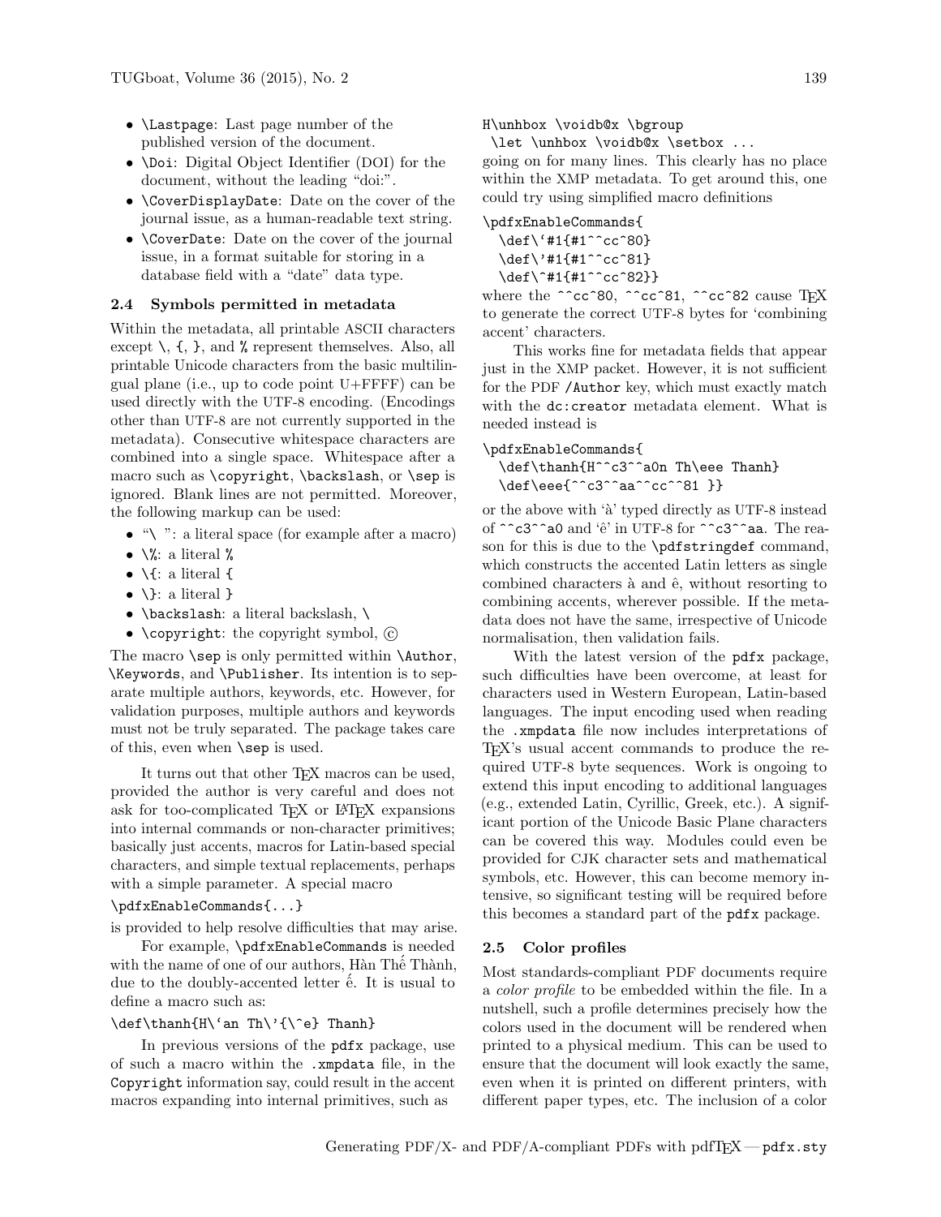- `\Lastpage`: Last page number of the published version of the document.
- `\Doi`: Digital Object Identifier (DOI) for the document, without the leading "doi:".
- `\CoverDisplayDate`: Date on the cover of the journal issue, as a human-readable text string.
- `\CoverDate`: Date on the cover of the journal issue, in a format suitable for storing in a database field with a "date" data type.

### 2.4 Symbols permitted in metadata

Within the metadata, all printable ASCII characters except `\`, `{`, `}`, and `%` represent themselves. Also, all printable Unicode characters from the basic multilingual plane (i.e., up to code point U+FFFF) can be used directly with the UTF-8 encoding. (Encodings other than UTF-8 are not currently supported in the metadata). Consecutive whitespace characters are combined into a single space. Whitespace after a macro such as `\copyright`, `\backslash`, or `\sep` is ignored. Blank lines are not permitted. Moreover, the following markup can be used:

- "`\ `": a literal space (for example after a macro)
- `\%`: a literal `%`
- `\{`: a literal `{`
- `\}`: a literal `}`
- `\backslash`: a literal backslash, `\`
- `\copyright`: the copyright symbol, ©

The macro `\sep` is only permitted within `\Author`, `\Keywords`, and `\Publisher`. Its intention is to separate multiple authors, keywords, etc. However, for validation purposes, multiple authors and keywords must not be truly separated. The package takes care of this, even when `\sep` is used.

It turns out that other TeX macros can be used, provided the author is very careful and does not ask for too-complicated TeX or LaTeX expansions into internal commands or non-character primitives; basically just accents, macros for Latin-based special characters, and simple textual replacements, perhaps with a simple parameter. A special macro

```
\pdfxEnableCommands{...}
```

is provided to help resolve difficulties that may arise.

For example, `\pdfxEnableCommands` is needed with the name of one of our authors, Hàn Thế Thành, due to the doubly-accented letter ế. It is usual to define a macro such as:

```
\def\thanh{H\`an Th\'{\^e} Thanh}
```

In previous versions of the `pdfx` package, use of such a macro within the `.xmpdata` file, in the `Copyright` information say, could result in the accent macros expanding into internal primitives, such as

```
H\unhbox \voidb@x \bgroup
 \let \unhbox \voidb@x \setbox ...
```

going on for many lines. This clearly has no place within the XMP metadata. To get around this, one could try using simplified macro definitions

```
\pdfxEnableCommands{
  \def\`#1{#1^^cc^80}
  \def\'#1{#1^^cc^81}
  \def\^#1{#1^^cc^82}}
```

where the `^^cc^80`, `^^cc^81`, `^^cc^82` cause TeX to generate the correct UTF-8 bytes for 'combining accent' characters.

This works fine for metadata fields that appear just in the XMP packet. However, it is not sufficient for the PDF `/Author` key, which must exactly match with the `dc:creator` metadata element. What is needed instead is

```
\pdfxEnableCommands{
  \def\thanh{H^^c3^^a0n Th\eee Thanh}
  \def\eee{^^c3^^aa^^cc^^81 }}
```

or the above with 'à' typed directly as UTF-8 instead of `^^c3^^a0` and 'ê' in UTF-8 for `^^c3^^aa`. The reason for this is due to the `\pdfstringdef` command, which constructs the accented Latin letters as single combined characters à and ê, without resorting to combining accents, wherever possible. If the metadata does not have the same, irrespective of Unicode normalisation, then validation fails.

With the latest version of the `pdfx` package, such difficulties have been overcome, at least for characters used in Western European, Latin-based languages. The input encoding used when reading the `.xmpdata` file now includes interpretations of TeX's usual accent commands to produce the required UTF-8 byte sequences. Work is ongoing to extend this input encoding to additional languages (e.g., extended Latin, Cyrillic, Greek, etc.). A significant portion of the Unicode Basic Plane characters can be covered this way. Modules could even be provided for CJK character sets and mathematical symbols, etc. However, this can become memory intensive, so significant testing will be required before this becomes a standard part of the `pdfx` package.

### 2.5 Color profiles

Most standards-compliant PDF documents require a *color profile* to be embedded within the file. In a nutshell, such a profile determines precisely how the colors used in the document will be rendered when printed to a physical medium. This can be used to ensure that the document will look exactly the same, even when it is printed on different printers, with different paper types, etc. The inclusion of a color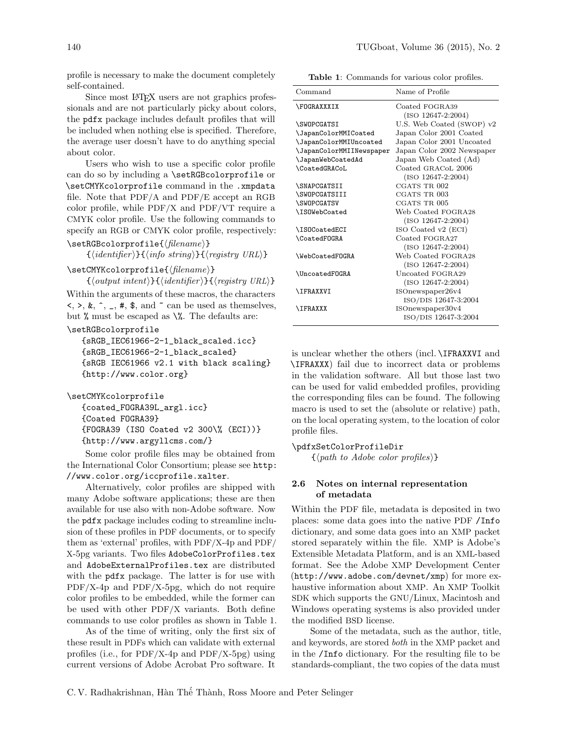profile is necessary to make the document completely self-contained.

Since most LaTeX users are not graphics professionals and are not particularly picky about colors, the `pdfx` package includes default profiles that will be included when nothing else is specified. Therefore, the average user doesn't have to do anything special about color.

Users who wish to use a specific color profile can do so by including a `\setRGBcolorprofile` or `\setCMYKcolorprofile` command in the `.xmpdata` file. Note that PDF/A and PDF/E accept an RGB color profile, while PDF/X and PDF/VT require a CMYK color profile. Use the following commands to specify an RGB or CMYK color profile, respectively:

```
\setRGBcolorprofile{⟨filename⟩}
    {⟨identifier⟩}{⟨info string⟩}{⟨registry URL⟩}
```

```
\setCMYKcolorprofile{⟨filename⟩}
    {⟨output intent⟩}{⟨identifier⟩}{⟨registry URL⟩}
```

Within the arguments of these macros, the characters `<`, `>`, `&`, `^`, `_`, `#`, `$`, and `~` can be used as themselves, but `%` must be escaped as `\%`. The defaults are:

```
\setRGBcolorprofile
   {sRGB_IEC61966-2-1_black_scaled.icc}
   {sRGB_IEC61966-2-1_black_scaled}
   {sRGB IEC61966 v2.1 with black scaling}
   {http://www.color.org}
```

```
\setCMYKcolorprofile
   {coated_FOGRA39L_argl.icc}
   {Coated FOGRA39}
   {FOGRA39 (ISO Coated v2 300\% (ECI))}
   {http://www.argyllcms.com/}
```

Some color profile files may be obtained from the International Color Consortium; please see `http://www.color.org/iccprofile.xalter`.

Alternatively, color profiles are shipped with many Adobe software applications; these are then available for use also with non-Adobe software. Now the `pdfx` package includes coding to streamline inclusion of these profiles in PDF documents, or to specify them as 'external' profiles, with PDF/X-4p and PDF/X-5pg variants. Two files `AdobeColorProfiles.tex` and `AdobeExternalProfiles.tex` are distributed with the `pdfx` package. The latter is for use with PDF/X-4p and PDF/X-5pg, which do not require color profiles to be embedded, while the former can be used with other PDF/X variants. Both define commands to use color profiles as shown in Table 1.

As of the time of writing, only the first six of these result in PDFs which can validate with external profiles (i.e., for PDF/X-4p and PDF/X-5pg) using current versions of Adobe Acrobat Pro software. It is unclear whether the others (incl. `\IFRAXXVI` and `\IFRAXXX`) fail due to incorrect data or problems in the validation software. All but those last two can be used for valid embedded profiles, providing the corresponding files can be found. The following macro is used to set the (absolute or relative) path, on the local operating system, to the location of color profile files.

```
\pdfxSetColorProfileDir
    {⟨path to Adobe color profiles⟩}
```

**Table 1**: Commands for various color profiles.

| Command | Name of Profile |
|---|---|
| `\FOGRAXXXIX` | Coated FOGRA39 (ISO 12647-2:2004) |
| `\SWOPCGATSI` | U.S. Web Coated (SWOP) v2 |
| `\JapanColorMMICoated` | Japan Color 2001 Coated |
| `\JapanColorMMIUncoated` | Japan Color 2001 Uncoated |
| `\JapanColorMMIINewspaper` | Japan Color 2002 Newspaper |
| `\JapanWebCoatedAd` | Japan Web Coated (Ad) |
| `\CoatedGRACoL` | Coated GRACoL 2006 (ISO 12647-2:2004) |
| `\SNAPCGATSII` | CGATS TR 002 |
| `\SWOPCGATSIII` | CGATS TR 003 |
| `\SWOPCGATSV` | CGATS TR 005 |
| `\ISOWebCoated` | Web Coated FOGRA28 (ISO 12647-2:2004) |
| `\ISOCoatedECI` | ISO Coated v2 (ECI) |
| `\CoatedFOGRA` | Coated FOGRA27 (ISO 12647-2:2004) |
| `\WebCoatedFOGRA` | Web Coated FOGRA28 (ISO 12647-2:2004) |
| `\UncoatedFOGRA` | Uncoated FOGRA29 (ISO 12647-2:2004) |
| `\IFRAXXVI` | ISOnewspaper26v4 ISO/DIS 12647-3:2004 |
| `\IFRAXXX` | ISOnewspaper30v4 ISO/DIS 12647-3:2004 |

### 2.6 Notes on internal representation of metadata

Within the PDF file, metadata is deposited in two places: some data goes into the native PDF `/Info` dictionary, and some data goes into an XMP packet stored separately within the file. XMP is Adobe's Extensible Metadata Platform, and is an XML-based format. See the Adobe XMP Development Center (`http://www.adobe.com/devnet/xmp`) for more exhaustive information about XMP. An XMP Toolkit SDK which supports the GNU/Linux, Macintosh and Windows operating systems is also provided under the modified BSD license.

Some of the metadata, such as the author, title, and keywords, are stored *both* in the XMP packet and in the `/Info` dictionary. For the resulting file to be standards-compliant, the two copies of the data must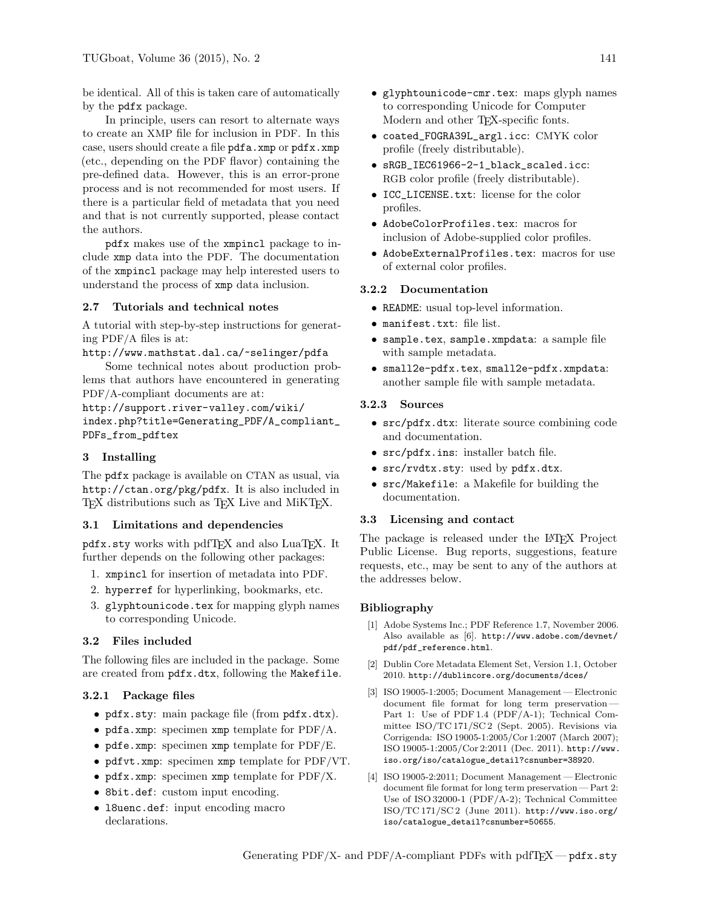be identical. All of this is taken care of automatically by the pdfx package.

In principle, users can resort to alternate ways to create an XMP file for inclusion in PDF. In this case, users should create a file pdfa.xmp or pdfx.xmp (etc., depending on the PDF flavor) containing the pre-defined data. However, this is an error-prone process and is not recommended for most users. If there is a particular field of metadata that you need and that is not currently supported, please contact the authors.

pdfx makes use of the xmpincl package to include xmp data into the PDF. The documentation of the xmpincl package may help interested users to understand the process of xmp data inclusion.

### 2.7 Tutorials and technical notes

A tutorial with step-by-step instructions for generating PDF/A files is at:
http://www.mathstat.dal.ca/~selinger/pdfa

Some technical notes about production problems that authors have encountered in generating PDF/A-compliant documents are at:
http://support.river-valley.com/wiki/index.php?title=Generating_PDF/A_compliant_PDFs_from_pdftex

## 3 Installing

The pdfx package is available on CTAN as usual, via http://ctan.org/pkg/pdfx. It is also included in TeX distributions such as TeX Live and MiKTeX.

### 3.1 Limitations and dependencies

pdfx.sty works with pdfTeX and also LuaTeX. It further depends on the following other packages:

1. xmpincl for insertion of metadata into PDF.
2. hyperref for hyperlinking, bookmarks, etc.
3. glyphtounicode.tex for mapping glyph names to corresponding Unicode.

### 3.2 Files included

The following files are included in the package. Some are created from pdfx.dtx, following the Makefile.

#### 3.2.1 Package files

- pdfx.sty: main package file (from pdfx.dtx).
- pdfa.xmp: specimen xmp template for PDF/A.
- pdfe.xmp: specimen xmp template for PDF/E.
- pdfvt.xmp: specimen xmp template for PDF/VT.
- pdfx.xmp: specimen xmp template for PDF/X.
- 8bit.def: custom input encoding.
- l8uenc.def: input encoding macro declarations.
- glyphtounicode-cmr.tex: maps glyph names to corresponding Unicode for Computer Modern and other TeX-specific fonts.
- coated_FOGRA39L_argl.icc: CMYK color profile (freely distributable).
- sRGB_IEC61966-2-1_black_scaled.icc: RGB color profile (freely distributable).
- ICC_LICENSE.txt: license for the color profiles.
- AdobeColorProfiles.tex: macros for inclusion of Adobe-supplied color profiles.
- AdobeExternalProfiles.tex: macros for use of external color profiles.

#### 3.2.2 Documentation

- README: usual top-level information.
- manifest.txt: file list.
- sample.tex, sample.xmpdata: a sample file with sample metadata.
- small2e-pdfx.tex, small2e-pdfx.xmpdata: another sample file with sample metadata.

#### 3.2.3 Sources

- src/pdfx.dtx: literate source combining code and documentation.
- src/pdfx.ins: installer batch file.
- src/rvdtx.sty: used by pdfx.dtx.
- src/Makefile: a Makefile for building the documentation.

### 3.3 Licensing and contact

The package is released under the LaTeX Project Public License. Bug reports, suggestions, feature requests, etc., may be sent to any of the authors at the addresses below.

## Bibliography

[1] Adobe Systems Inc.; PDF Reference 1.7, November 2006. Also available as [6]. http://www.adobe.com/devnet/pdf/pdf_reference.html.

[2] Dublin Core Metadata Element Set, Version 1.1, October 2010. http://dublincore.org/documents/dces/

[3] ISO 19005-1:2005; Document Management — Electronic document file format for long term preservation — Part 1: Use of PDF 1.4 (PDF/A-1); Technical Committee ISO/TC 171/SC 2 (Sept. 2005). Revisions via Corrigenda: ISO 19005-1:2005/Cor 1:2007 (March 2007); ISO 19005-1:2005/Cor 2:2011 (Dec. 2011). http://www.iso.org/iso/catalogue_detail?csnumber=38920.

[4] ISO 19005-2:2011; Document Management — Electronic document file format for long term preservation — Part 2: Use of ISO 32000-1 (PDF/A-2); Technical Committee ISO/TC 171/SC 2 (June 2011). http://www.iso.org/iso/catalogue_detail?csnumber=50655.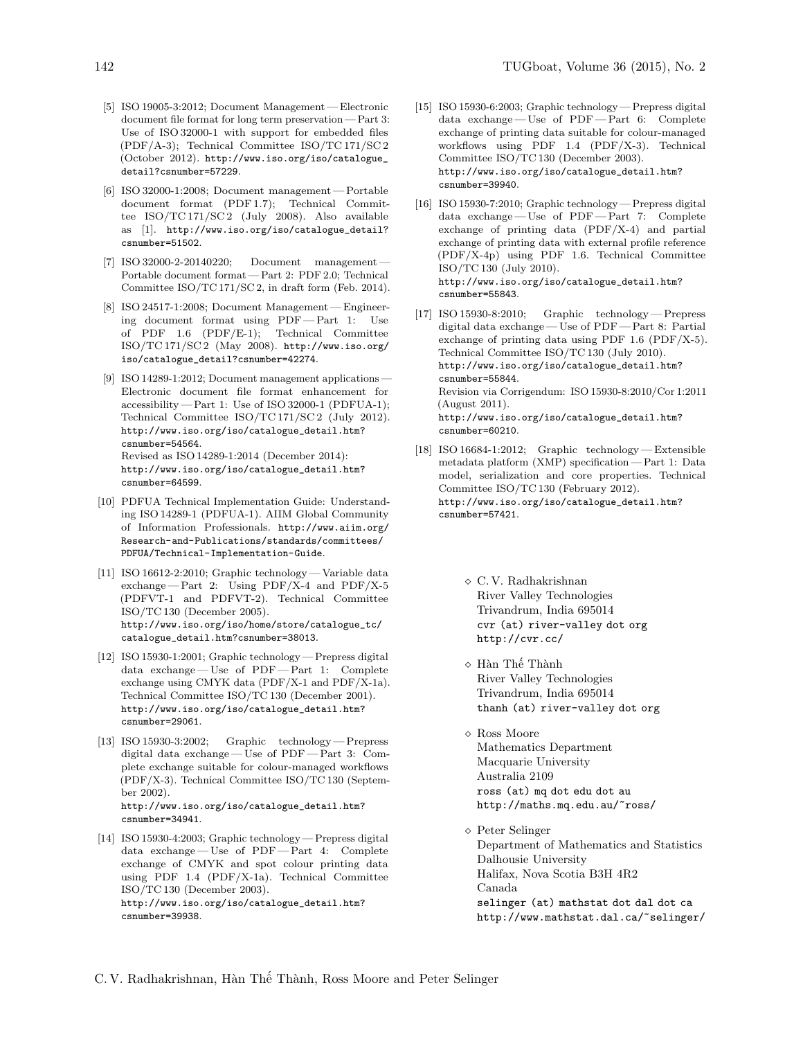[5] ISO 19005-3:2012; Document Management — Electronic document file format for long term preservation — Part 3: Use of ISO 32000-1 with support for embedded files (PDF/A-3); Technical Committee ISO/TC 171/SC 2 (October 2012). http://www.iso.org/iso/catalogue_detail?csnumber=57229.

[6] ISO 32000-1:2008; Document management — Portable document format (PDF 1.7); Technical Committee ISO/TC 171/SC 2 (July 2008). Also available as [1]. http://www.iso.org/iso/catalogue_detail?csnumber=51502.

[7] ISO 32000-2-20140220; Document management — Portable document format — Part 2: PDF 2.0; Technical Committee ISO/TC 171/SC 2, in draft form (Feb. 2014).

[8] ISO 24517-1:2008; Document Management — Engineering document format using PDF — Part 1: Use of PDF 1.6 (PDF/E-1); Technical Committee ISO/TC 171/SC 2 (May 2008). http://www.iso.org/iso/catalogue_detail?csnumber=42274.

[9] ISO 14289-1:2012; Document management applications — Electronic document file format enhancement for accessibility — Part 1: Use of ISO 32000-1 (PDFUA-1); Technical Committee ISO/TC 171/SC 2 (July 2012). http://www.iso.org/iso/catalogue_detail.htm?csnumber=54564.
Revised as ISO 14289-1:2014 (December 2014): http://www.iso.org/iso/catalogue_detail.htm?csnumber=64599.

[10] PDFUA Technical Implementation Guide: Understanding ISO 14289-1 (PDFUA-1). AIIM Global Community of Information Professionals. http://www.aiim.org/Research-and-Publications/standards/committees/PDFUA/Technical-Implementation-Guide.

[11] ISO 16612-2:2010; Graphic technology — Variable data exchange — Part 2: Using PDF/X-4 and PDF/X-5 (PDFVT-1 and PDFVT-2). Technical Committee ISO/TC 130 (December 2005). http://www.iso.org/iso/home/store/catalogue_tc/catalogue_detail.htm?csnumber=38013.

[12] ISO 15930-1:2001; Graphic technology — Prepress digital data exchange — Use of PDF — Part 1: Complete exchange using CMYK data (PDF/X-1 and PDF/X-1a). Technical Committee ISO/TC 130 (December 2001). http://www.iso.org/iso/catalogue_detail.htm?csnumber=29061.

[13] ISO 15930-3:2002; Graphic technology — Prepress digital data exchange — Use of PDF — Part 3: Complete exchange suitable for colour-managed workflows (PDF/X-3). Technical Committee ISO/TC 130 (September 2002). http://www.iso.org/iso/catalogue_detail.htm?csnumber=34941.

[14] ISO 15930-4:2003; Graphic technology — Prepress digital data exchange — Use of PDF — Part 4: Complete exchange of CMYK and spot colour printing data using PDF 1.4 (PDF/X-1a). Technical Committee ISO/TC 130 (December 2003). http://www.iso.org/iso/catalogue_detail.htm?csnumber=39938.

[15] ISO 15930-6:2003; Graphic technology — Prepress digital data exchange — Use of PDF — Part 6: Complete exchange of printing data suitable for colour-managed workflows using PDF 1.4 (PDF/X-3). Technical Committee ISO/TC 130 (December 2003). http://www.iso.org/iso/catalogue_detail.htm?csnumber=39940.

[16] ISO 15930-7:2010; Graphic technology — Prepress digital data exchange — Use of PDF — Part 7: Complete exchange of printing data (PDF/X-4) and partial exchange of printing data with external profile reference (PDF/X-4p) using PDF 1.6. Technical Committee ISO/TC 130 (July 2010). http://www.iso.org/iso/catalogue_detail.htm?csnumber=55843.

[17] ISO 15930-8:2010; Graphic technology — Prepress digital data exchange — Use of PDF — Part 8: Partial exchange of printing data using PDF 1.6 (PDF/X-5). Technical Committee ISO/TC 130 (July 2010). http://www.iso.org/iso/catalogue_detail.htm?csnumber=55844.
Revision via Corrigendum: ISO 15930-8:2010/Cor 1:2011 (August 2011). http://www.iso.org/iso/catalogue_detail.htm?csnumber=60210.

[18] ISO 16684-1:2012; Graphic technology — Extensible metadata platform (XMP) specification — Part 1: Data model, serialization and core properties. Technical Committee ISO/TC 130 (February 2012). http://www.iso.org/iso/catalogue_detail.htm?csnumber=57421.

◇ C. V. Radhakrishnan
River Valley Technologies
Trivandrum, India 695014
cvr (at) river-valley dot org
http://cvr.cc/

◇ Hàn Thế Thành
River Valley Technologies
Trivandrum, India 695014
thanh (at) river-valley dot org

◇ Ross Moore
Mathematics Department
Macquarie University
Australia 2109
ross (at) mq dot edu dot au
http://maths.mq.edu.au/~ross/

◇ Peter Selinger
Department of Mathematics and Statistics
Dalhousie University
Halifax, Nova Scotia B3H 4R2
Canada
selinger (at) mathstat dot dal dot ca
http://www.mathstat.dal.ca/~selinger/